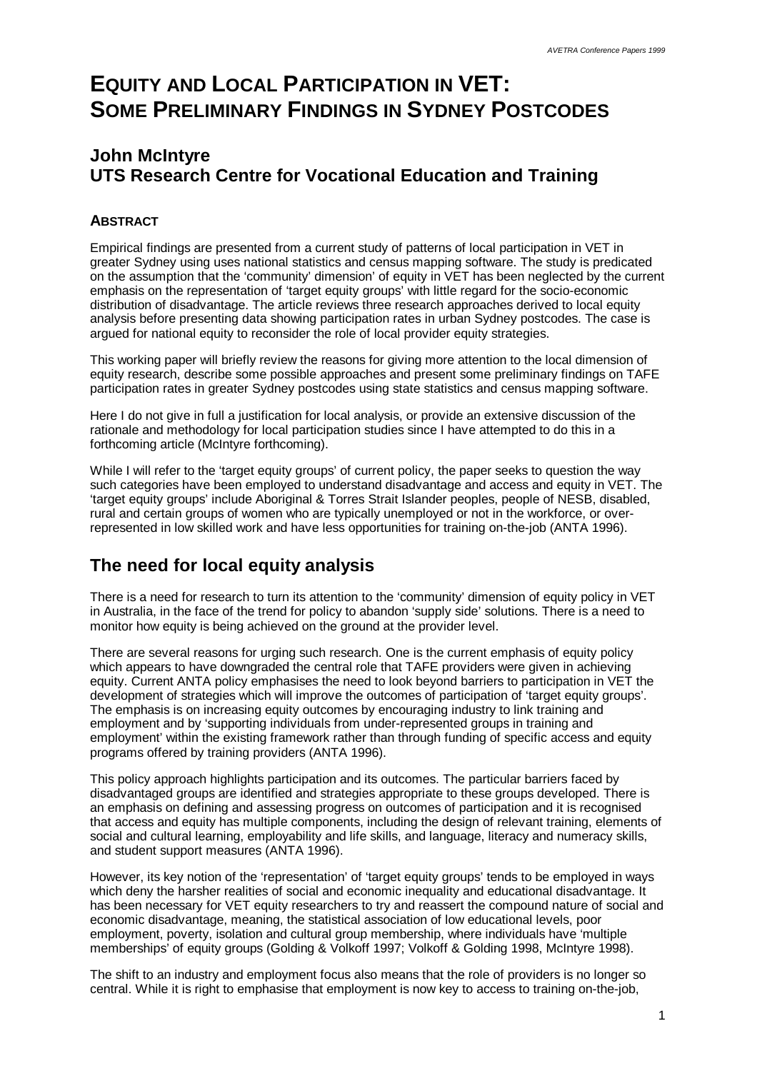# Equity and Local Participation in VET: Some Preliminary Findings in Sydney Postcodes

## John McIntyre
## UTS Research Centre for Vocational Education and Training

### Abstract

Empirical findings are presented from a current study of patterns of local participation in VET in greater Sydney using uses national statistics and census mapping software. The study is predicated on the assumption that the 'community' dimension of equity in VET has been neglected by the current emphasis on the representation of 'target equity groups' with little regard for the socio-economic distribution of disadvantage. The article reviews three research approaches derived to local equity analysis before presenting data showing participation rates in urban Sydney postcodes. The case is argued for national equity to reconsider the role of local provider equity strategies.

This working paper will briefly review the reasons for giving more attention to the local dimension of equity research, describe some possible approaches and present some preliminary findings on TAFE participation rates in greater Sydney postcodes using state statistics and census mapping software.

Here I do not give in full a justification for local analysis, or provide an extensive discussion of the rationale and methodology for local participation studies since I have attempted to do this in a forthcoming article (McIntyre forthcoming).

While I will refer to the 'target equity groups' of current policy, the paper seeks to question the way such categories have been employed to understand disadvantage and access and equity in VET. The 'target equity groups' include Aboriginal & Torres Strait Islander peoples, people of NESB, disabled, rural and certain groups of women who are typically unemployed or not in the workforce, or over-represented in low skilled work and have less opportunities for training on-the-job (ANTA 1996).

## The need for local equity analysis

There is a need for research to turn its attention to the 'community' dimension of equity policy in VET in Australia, in the face of the trend for policy to abandon 'supply side' solutions. There is a need to monitor how equity is being achieved on the ground at the provider level.

There are several reasons for urging such research. One is the current emphasis of equity policy which appears to have downgraded the central role that TAFE providers were given in achieving equity. Current ANTA policy emphasises the need to look beyond barriers to participation in VET the development of strategies which will improve the outcomes of participation of 'target equity groups'. The emphasis is on increasing equity outcomes by encouraging industry to link training and employment and by 'supporting individuals from under-represented groups in training and employment' within the existing framework rather than through funding of specific access and equity programs offered by training providers (ANTA 1996).

This policy approach highlights participation and its outcomes. The particular barriers faced by disadvantaged groups are identified and strategies appropriate to these groups developed. There is an emphasis on defining and assessing progress on outcomes of participation and it is recognised that access and equity has multiple components, including the design of relevant training, elements of social and cultural learning, employability and life skills, and language, literacy and numeracy skills, and student support measures (ANTA 1996).

However, its key notion of the 'representation' of 'target equity groups' tends to be employed in ways which deny the harsher realities of social and economic inequality and educational disadvantage. It has been necessary for VET equity researchers to try and reassert the compound nature of social and economic disadvantage, meaning, the statistical association of low educational levels, poor employment, poverty, isolation and cultural group membership, where individuals have 'multiple memberships' of equity groups (Golding & Volkoff 1997; Volkoff & Golding 1998, McIntyre 1998).

The shift to an industry and employment focus also means that the role of providers is no longer so central. While it is right to emphasise that employment is now key to access to training on-the-job,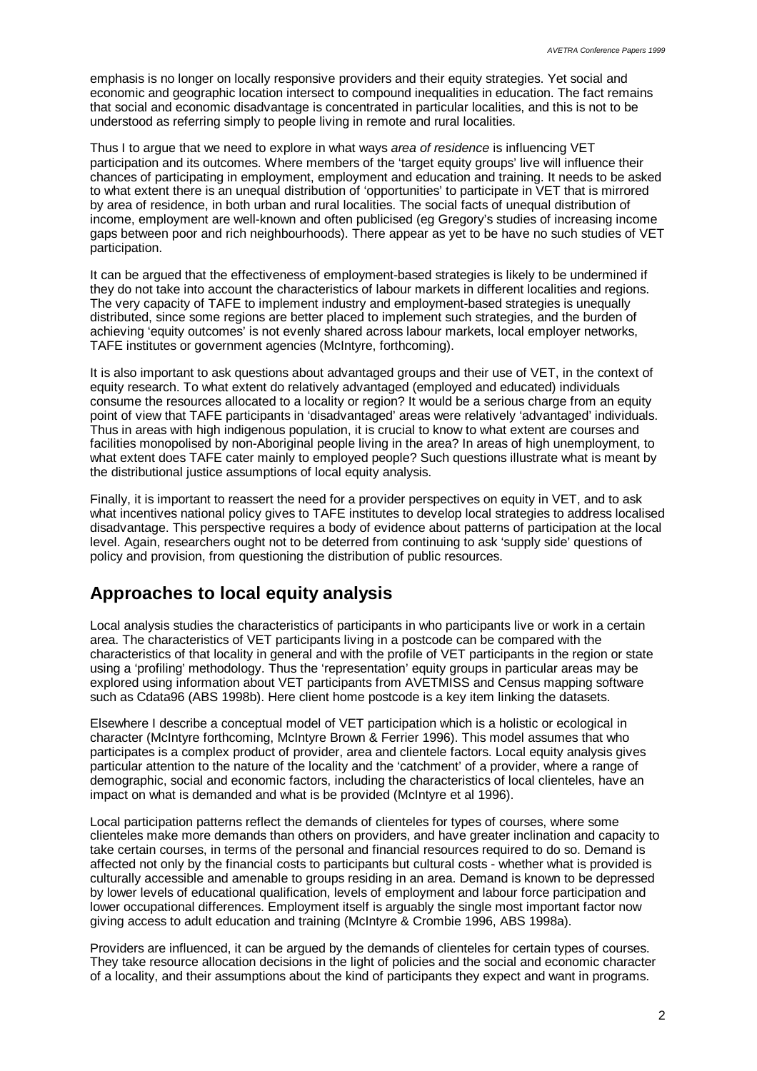emphasis is no longer on locally responsive providers and their equity strategies. Yet social and economic and geographic location intersect to compound inequalities in education. The fact remains that social and economic disadvantage is concentrated in particular localities, and this is not to be understood as referring simply to people living in remote and rural localities.

Thus I to argue that we need to explore in what ways *area of residence* is influencing VET participation and its outcomes. Where members of the 'target equity groups' live will influence their chances of participating in employment, employment and education and training. It needs to be asked to what extent there is an unequal distribution of 'opportunities' to participate in VET that is mirrored by area of residence, in both urban and rural localities. The social facts of unequal distribution of income, employment are well-known and often publicised (eg Gregory's studies of increasing income gaps between poor and rich neighbourhoods). There appear as yet to be have no such studies of VET participation.

It can be argued that the effectiveness of employment-based strategies is likely to be undermined if they do not take into account the characteristics of labour markets in different localities and regions. The very capacity of TAFE to implement industry and employment-based strategies is unequally distributed, since some regions are better placed to implement such strategies, and the burden of achieving 'equity outcomes' is not evenly shared across labour markets, local employer networks, TAFE institutes or government agencies (McIntyre, forthcoming).

It is also important to ask questions about advantaged groups and their use of VET, in the context of equity research. To what extent do relatively advantaged (employed and educated) individuals consume the resources allocated to a locality or region? It would be a serious charge from an equity point of view that TAFE participants in 'disadvantaged' areas were relatively 'advantaged' individuals. Thus in areas with high indigenous population, it is crucial to know to what extent are courses and facilities monopolised by non-Aboriginal people living in the area? In areas of high unemployment, to what extent does TAFE cater mainly to employed people? Such questions illustrate what is meant by the distributional justice assumptions of local equity analysis.

Finally, it is important to reassert the need for a provider perspectives on equity in VET, and to ask what incentives national policy gives to TAFE institutes to develop local strategies to address localised disadvantage. This perspective requires a body of evidence about patterns of participation at the local level. Again, researchers ought not to be deterred from continuing to ask 'supply side' questions of policy and provision, from questioning the distribution of public resources.

## Approaches to local equity analysis

Local analysis studies the characteristics of participants in who participants live or work in a certain area. The characteristics of VET participants living in a postcode can be compared with the characteristics of that locality in general and with the profile of VET participants in the region or state using a 'profiling' methodology. Thus the 'representation' equity groups in particular areas may be explored using information about VET participants from AVETMISS and Census mapping software such as Cdata96 (ABS 1998b). Here client home postcode is a key item linking the datasets.

Elsewhere I describe a conceptual model of VET participation which is a holistic or ecological in character (McIntyre forthcoming, McIntyre Brown & Ferrier 1996). This model assumes that who participates is a complex product of provider, area and clientele factors. Local equity analysis gives particular attention to the nature of the locality and the 'catchment' of a provider, where a range of demographic, social and economic factors, including the characteristics of local clienteles, have an impact on what is demanded and what is be provided (McIntyre et al 1996).

Local participation patterns reflect the demands of clienteles for types of courses, where some clienteles make more demands than others on providers, and have greater inclination and capacity to take certain courses, in terms of the personal and financial resources required to do so. Demand is affected not only by the financial costs to participants but cultural costs - whether what is provided is culturally accessible and amenable to groups residing in an area. Demand is known to be depressed by lower levels of educational qualification, levels of employment and labour force participation and lower occupational differences. Employment itself is arguably the single most important factor now giving access to adult education and training (McIntyre & Crombie 1996, ABS 1998a).

Providers are influenced, it can be argued by the demands of clienteles for certain types of courses. They take resource allocation decisions in the light of policies and the social and economic character of a locality, and their assumptions about the kind of participants they expect and want in programs.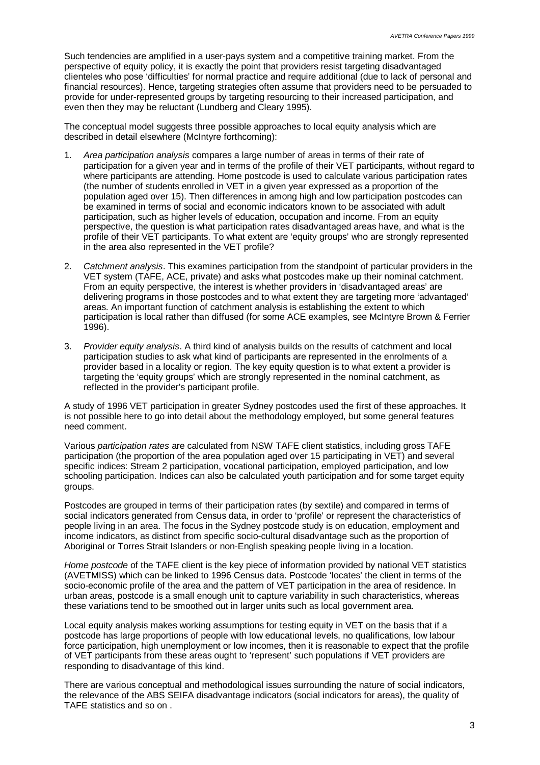Such tendencies are amplified in a user-pays system and a competitive training market. From the perspective of equity policy, it is exactly the point that providers resist targeting disadvantaged clienteles who pose 'difficulties' for normal practice and require additional (due to lack of personal and financial resources). Hence, targeting strategies often assume that providers need to be persuaded to provide for under-represented groups by targeting resourcing to their increased participation, and even then they may be reluctant (Lundberg and Cleary 1995).

The conceptual model suggests three possible approaches to local equity analysis which are described in detail elsewhere (McIntyre forthcoming):

1. *Area participation analysis* compares a large number of areas in terms of their rate of participation for a given year and in terms of the profile of their VET participants, without regard to where participants are attending. Home postcode is used to calculate various participation rates (the number of students enrolled in VET in a given year expressed as a proportion of the population aged over 15). Then differences in among high and low participation postcodes can be examined in terms of social and economic indicators known to be associated with adult participation, such as higher levels of education, occupation and income. From an equity perspective, the question is what participation rates disadvantaged areas have, and what is the profile of their VET participants. To what extent are 'equity groups' who are strongly represented in the area also represented in the VET profile?

2. *Catchment analysis*. This examines participation from the standpoint of particular providers in the VET system (TAFE, ACE, private) and asks what postcodes make up their nominal catchment. From an equity perspective, the interest is whether providers in 'disadvantaged areas' are delivering programs in those postcodes and to what extent they are targeting more 'advantaged' areas. An important function of catchment analysis is establishing the extent to which participation is local rather than diffused (for some ACE examples, see McIntyre Brown & Ferrier 1996).

3. *Provider equity analysis*. A third kind of analysis builds on the results of catchment and local participation studies to ask what kind of participants are represented in the enrolments of a provider based in a locality or region. The key equity question is to what extent a provider is targeting the 'equity groups' which are strongly represented in the nominal catchment, as reflected in the provider's participant profile.

A study of 1996 VET participation in greater Sydney postcodes used the first of these approaches. It is not possible here to go into detail about the methodology employed, but some general features need comment.

Various *participation rates* are calculated from NSW TAFE client statistics, including gross TAFE participation (the proportion of the area population aged over 15 participating in VET) and several specific indices: Stream 2 participation, vocational participation, employed participation, and low schooling participation. Indices can also be calculated youth participation and for some target equity groups.

Postcodes are grouped in terms of their participation rates (by sextile) and compared in terms of social indicators generated from Census data, in order to 'profile' or represent the characteristics of people living in an area. The focus in the Sydney postcode study is on education, employment and income indicators, as distinct from specific socio-cultural disadvantage such as the proportion of Aboriginal or Torres Strait Islanders or non-English speaking people living in a location.

*Home postcode* of the TAFE client is the key piece of information provided by national VET statistics (AVETMISS) which can be linked to 1996 Census data. Postcode 'locates' the client in terms of the socio-economic profile of the area and the pattern of VET participation in the area of residence. In urban areas, postcode is a small enough unit to capture variability in such characteristics, whereas these variations tend to be smoothed out in larger units such as local government area.

Local equity analysis makes working assumptions for testing equity in VET on the basis that if a postcode has large proportions of people with low educational levels, no qualifications, low labour force participation, high unemployment or low incomes, then it is reasonable to expect that the profile of VET participants from these areas ought to 'represent' such populations if VET providers are responding to disadvantage of this kind.

There are various conceptual and methodological issues surrounding the nature of social indicators, the relevance of the ABS SEIFA disadvantage indicators (social indicators for areas), the quality of TAFE statistics and so on .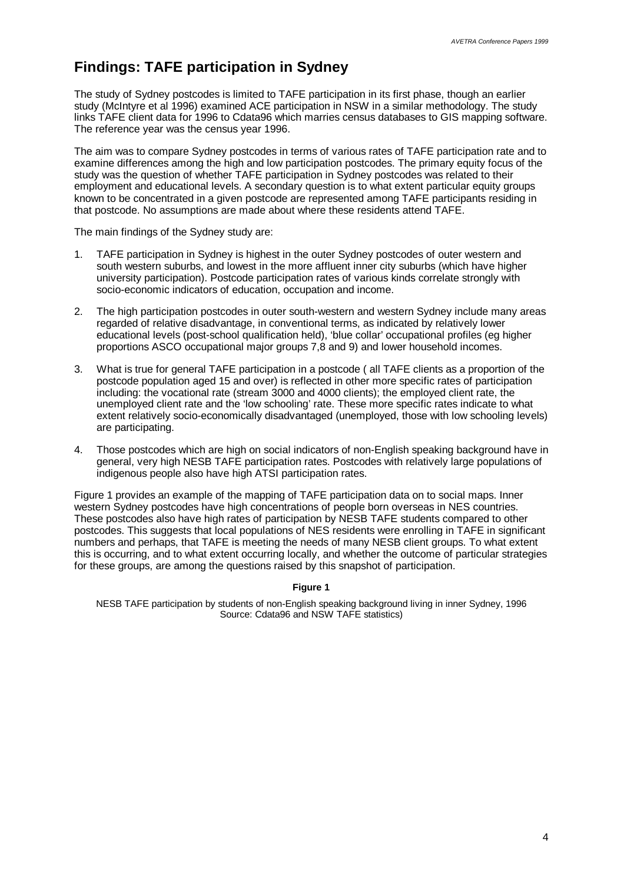## Findings: TAFE participation in Sydney

The study of Sydney postcodes is limited to TAFE participation in its first phase, though an earlier study (McIntyre et al 1996) examined ACE participation in NSW in a similar methodology. The study links TAFE client data for 1996 to Cdata96 which marries census databases to GIS mapping software. The reference year was the census year 1996.

The aim was to compare Sydney postcodes in terms of various rates of TAFE participation rate and to examine differences among the high and low participation postcodes. The primary equity focus of the study was the question of whether TAFE participation in Sydney postcodes was related to their employment and educational levels. A secondary question is to what extent particular equity groups known to be concentrated in a given postcode are represented among TAFE participants residing in that postcode. No assumptions are made about where these residents attend TAFE.

The main findings of the Sydney study are:

1. TAFE participation in Sydney is highest in the outer Sydney postcodes of outer western and south western suburbs, and lowest in the more affluent inner city suburbs (which have higher university participation). Postcode participation rates of various kinds correlate strongly with socio-economic indicators of education, occupation and income.
2. The high participation postcodes in outer south-western and western Sydney include many areas regarded of relative disadvantage, in conventional terms, as indicated by relatively lower educational levels (post-school qualification held), 'blue collar' occupational profiles (eg higher proportions ASCO occupational major groups 7,8 and 9) and lower household incomes.
3. What is true for general TAFE participation in a postcode ( all TAFE clients as a proportion of the postcode population aged 15 and over) is reflected in other more specific rates of participation including: the vocational rate (stream 3000 and 4000 clients); the employed client rate, the unemployed client rate and the 'low schooling' rate. These more specific rates indicate to what extent relatively socio-economically disadvantaged (unemployed, those with low schooling levels) are participating.
4. Those postcodes which are high on social indicators of non-English speaking background have in general, very high NESB TAFE participation rates. Postcodes with relatively large populations of indigenous people also have high ATSI participation rates.

Figure 1 provides an example of the mapping of TAFE participation data on to social maps. Inner western Sydney postcodes have high concentrations of people born overseas in NES countries. These postcodes also have high rates of participation by NESB TAFE students compared to other postcodes. This suggests that local populations of NES residents were enrolling in TAFE in significant numbers and perhaps, that TAFE is meeting the needs of many NESB client groups. To what extent this is occurring, and to what extent occurring locally, and whether the outcome of particular strategies for these groups, are among the questions raised by this snapshot of participation.

**Figure 1**

NESB TAFE participation by students of non-English speaking background living in inner Sydney, 1996 Source: Cdata96 and NSW TAFE statistics)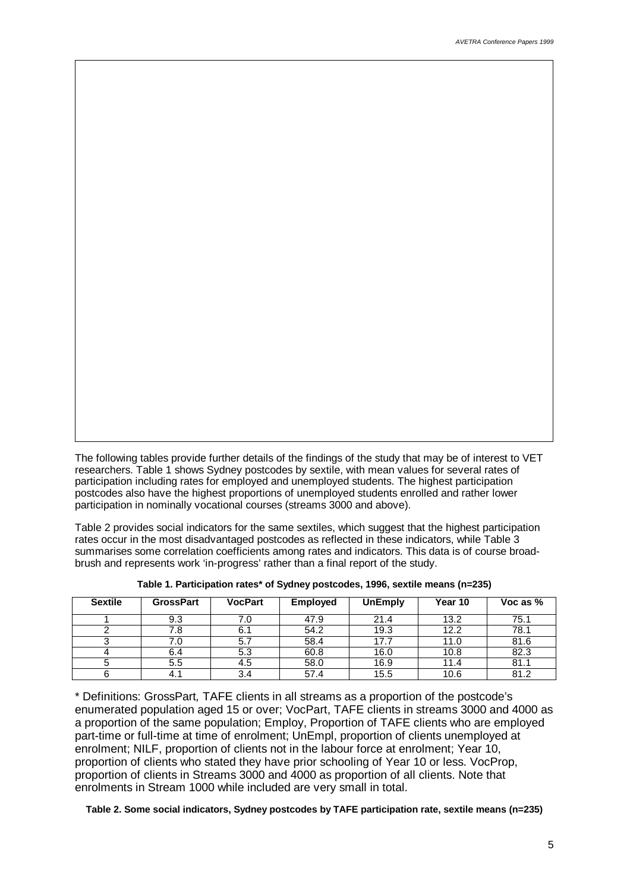The following tables provide further details of the findings of the study that may be of interest to VET researchers. Table 1 shows Sydney postcodes by sextile, with mean values for several rates of participation including rates for employed and unemployed students. The highest participation postcodes also have the highest proportions of unemployed students enrolled and rather lower participation in nominally vocational courses (streams 3000 and above).

Table 2 provides social indicators for the same sextiles, which suggest that the highest participation rates occur in the most disadvantaged postcodes as reflected in these indicators, while Table 3 summarises some correlation coefficients among rates and indicators. This data is of course broad-brush and represents work 'in-progress' rather than a final report of the study.

**Table 1. Participation rates* of Sydney postcodes, 1996, sextile means (n=235)**

| Sextile | GrossPart | VocPart | Employed | UnEmply | Year 10 | Voc as % |
|---|---|---|---|---|---|---|
| 1 | 9.3 | 7.0 | 47.9 | 21.4 | 13.2 | 75.1 |
| 2 | 7.8 | 6.1 | 54.2 | 19.3 | 12.2 | 78.1 |
| 3 | 7.0 | 5.7 | 58.4 | 17.7 | 11.0 | 81.6 |
| 4 | 6.4 | 5.3 | 60.8 | 16.0 | 10.8 | 82.3 |
| 5 | 5.5 | 4.5 | 58.0 | 16.9 | 11.4 | 81.1 |
| 6 | 4.1 | 3.4 | 57.4 | 15.5 | 10.6 | 81.2 |

* Definitions: GrossPart*,* TAFE clients in all streams as a proportion of the postcode's enumerated population aged 15 or over; VocPart, TAFE clients in streams 3000 and 4000 as a proportion of the same population; Employ, Proportion of TAFE clients who are employed part-time or full-time at time of enrolment; UnEmpl, proportion of clients unemployed at enrolment; NILF, proportion of clients not in the labour force at enrolment; Year 10, proportion of clients who stated they have prior schooling of Year 10 or less. VocProp, proportion of clients in Streams 3000 and 4000 as proportion of all clients. Note that enrolments in Stream 1000 while included are very small in total.

**Table 2. Some social indicators, Sydney postcodes by TAFE participation rate, sextile means (n=235)**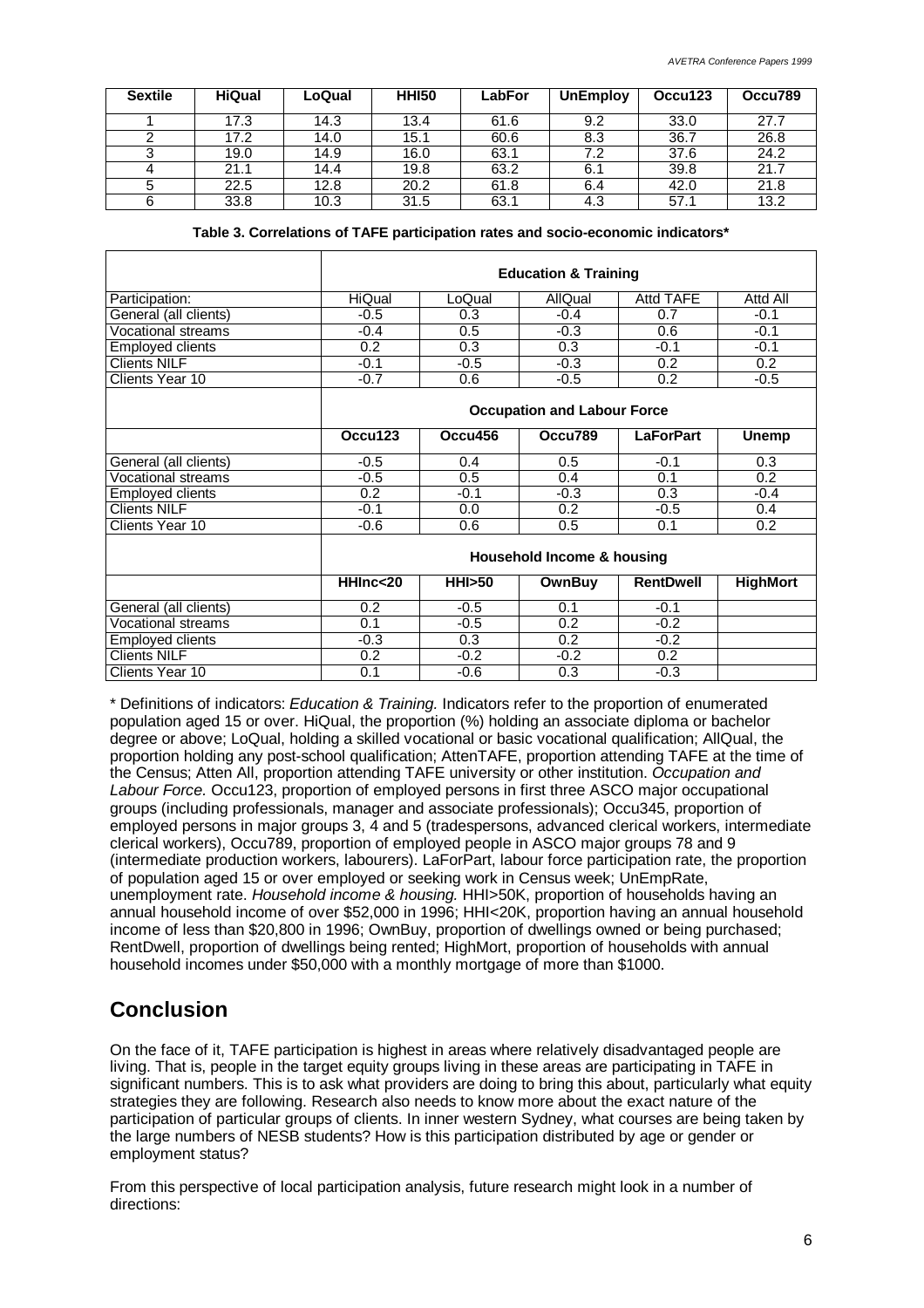| Sextile | HiQual | LoQual | HHI50 | LabFor | UnEmploy | Occu123 | Occu789 |
|---|---|---|---|---|---|---|---|
| 1 | 17.3 | 14.3 | 13.4 | 61.6 | 9.2 | 33.0 | 27.7 |
| 2 | 17.2 | 14.0 | 15.1 | 60.6 | 8.3 | 36.7 | 26.8 |
| 3 | 19.0 | 14.9 | 16.0 | 63.1 | 7.2 | 37.6 | 24.2 |
| 4 | 21.1 | 14.4 | 19.8 | 63.2 | 6.1 | 39.8 | 21.7 |
| 5 | 22.5 | 12.8 | 20.2 | 61.8 | 6.4 | 42.0 | 21.8 |
| 6 | 33.8 | 10.3 | 31.5 | 63.1 | 4.3 | 57.1 | 13.2 |

**Table 3. Correlations of TAFE participation rates and socio-economic indicators***

| | **Education & Training** | | | | |
|---|---|---|---|---|---|
| Participation: | HiQual | LoQual | AllQual | Attd TAFE | Attd All |
| General (all clients) | -0.5 | 0.3 | -0.4 | 0.7 | -0.1 |
| Vocational streams | -0.4 | 0.5 | -0.3 | 0.6 | -0.1 |
| Employed clients | 0.2 | 0.3 | 0.3 | -0.1 | -0.1 |
| Clients NILF | -0.1 | -0.5 | -0.3 | 0.2 | 0.2 |
| Clients Year 10 | -0.7 | 0.6 | -0.5 | 0.2 | -0.5 |
| | **Occupation and Labour Force** | | | | |
| | **Occu123** | **Occu456** | **Occu789** | **LaForPart** | **Unemp** |
| General (all clients) | -0.5 | 0.4 | 0.5 | -0.1 | 0.3 |
| Vocational streams | -0.5 | 0.5 | 0.4 | 0.1 | 0.2 |
| Employed clients | 0.2 | -0.1 | -0.3 | 0.3 | -0.4 |
| Clients NILF | -0.1 | 0.0 | 0.2 | -0.5 | 0.4 |
| Clients Year 10 | -0.6 | 0.6 | 0.5 | 0.1 | 0.2 |
| | **Household Income & housing** | | | | |
| | **HHInc<20** | **HHI>50** | **OwnBuy** | **RentDwell** | **HighMort** |
| General (all clients) | 0.2 | -0.5 | 0.1 | -0.1 | |
| Vocational streams | 0.1 | -0.5 | 0.2 | -0.2 | |
| Employed clients | -0.3 | 0.3 | 0.2 | -0.2 | |
| Clients NILF | 0.2 | -0.2 | -0.2 | 0.2 | |
| Clients Year 10 | 0.1 | -0.6 | 0.3 | -0.3 | |

* Definitions of indicators: *Education & Training.* Indicators refer to the proportion of enumerated population aged 15 or over. HiQual, the proportion (%) holding an associate diploma or bachelor degree or above; LoQual, holding a skilled vocational or basic vocational qualification; AllQual, the proportion holding any post-school qualification; AttenTAFE, proportion attending TAFE at the time of the Census; Atten All, proportion attending TAFE university or other institution. *Occupation and Labour Force.* Occu123, proportion of employed persons in first three ASCO major occupational groups (including professionals, manager and associate professionals); Occu345, proportion of employed persons in major groups 3, 4 and 5 (tradespersons, advanced clerical workers, intermediate clerical workers), Occu789, proportion of employed people in ASCO major groups 78 and 9 (intermediate production workers, labourers). LaForPart, labour force participation rate, the proportion of population aged 15 or over employed or seeking work in Census week; UnEmpRate, unemployment rate. *Household income & housing.* HHI>50K, proportion of households having an annual household income of over $52,000 in 1996; HHI<20K, proportion having an annual household income of less than $20,800 in 1996; OwnBuy, proportion of dwellings owned or being purchased; RentDwell, proportion of dwellings being rented; HighMort, proportion of households with annual household incomes under $50,000 with a monthly mortgage of more than $1000.

## Conclusion

On the face of it, TAFE participation is highest in areas where relatively disadvantaged people are living. That is, people in the target equity groups living in these areas are participating in TAFE in significant numbers. This is to ask what providers are doing to bring this about, particularly what equity strategies they are following. Research also needs to know more about the exact nature of the participation of particular groups of clients. In inner western Sydney, what courses are being taken by the large numbers of NESB students? How is this participation distributed by age or gender or employment status?

From this perspective of local participation analysis, future research might look in a number of directions: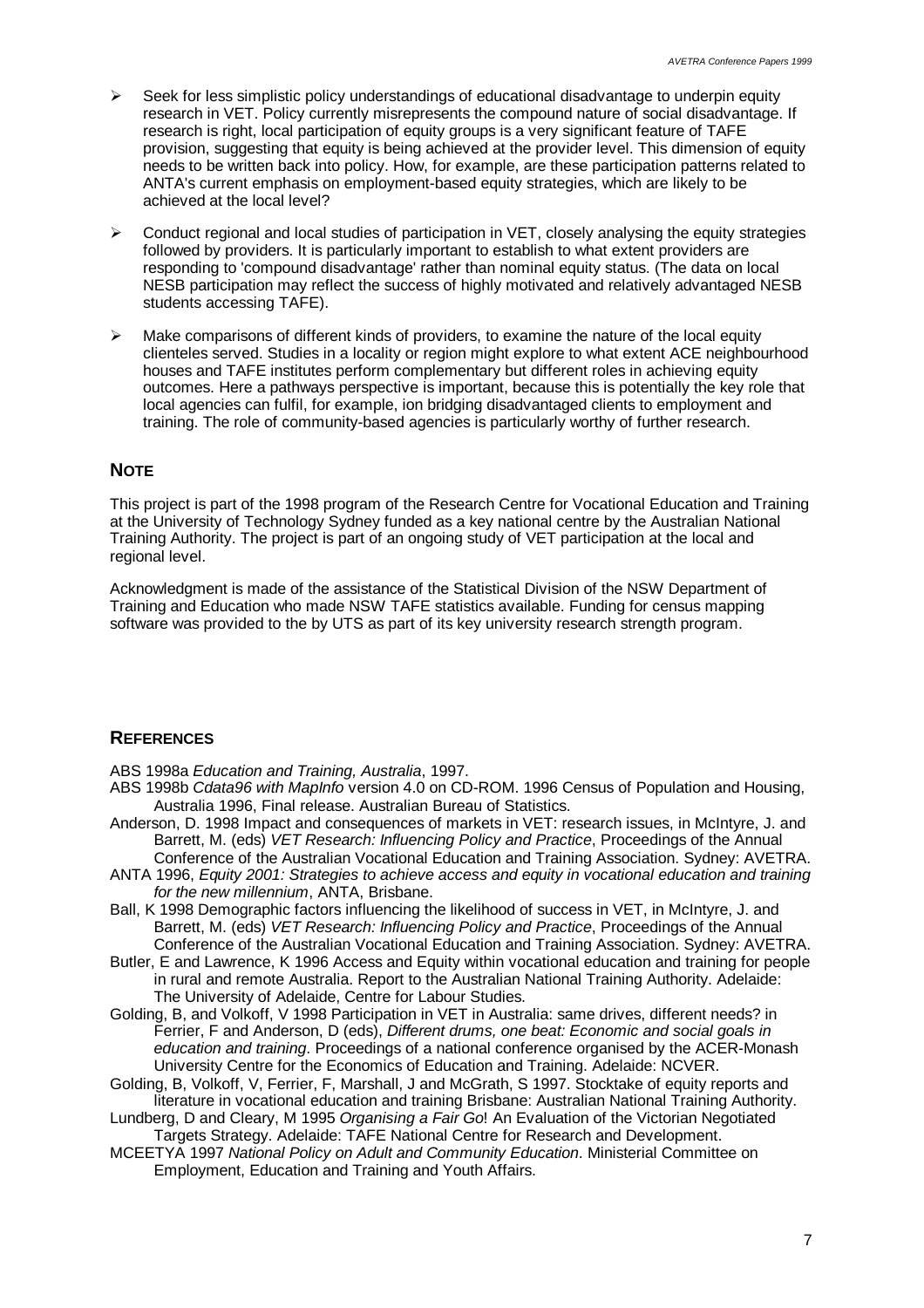- Seek for less simplistic policy understandings of educational disadvantage to underpin equity research in VET. Policy currently misrepresents the compound nature of social disadvantage. If research is right, local participation of equity groups is a very significant feature of TAFE provision, suggesting that equity is being achieved at the provider level. This dimension of equity needs to be written back into policy. How, for example, are these participation patterns related to ANTA's current emphasis on employment-based equity strategies, which are likely to be achieved at the local level?

- Conduct regional and local studies of participation in VET, closely analysing the equity strategies followed by providers. It is particularly important to establish to what extent providers are responding to 'compound disadvantage' rather than nominal equity status. (The data on local NESB participation may reflect the success of highly motivated and relatively advantaged NESB students accessing TAFE).

- Make comparisons of different kinds of providers, to examine the nature of the local equity clienteles served. Studies in a locality or region might explore to what extent ACE neighbourhood houses and TAFE institutes perform complementary but different roles in achieving equity outcomes. Here a pathways perspective is important, because this is potentially the key role that local agencies can fulfil, for example, ion bridging disadvantaged clients to employment and training. The role of community-based agencies is particularly worthy of further research.

## NOTE

This project is part of the 1998 program of the Research Centre for Vocational Education and Training at the University of Technology Sydney funded as a key national centre by the Australian National Training Authority. The project is part of an ongoing study of VET participation at the local and regional level.

Acknowledgment is made of the assistance of the Statistical Division of the NSW Department of Training and Education who made NSW TAFE statistics available. Funding for census mapping software was provided to the by UTS as part of its key university research strength program.

## REFERENCES

ABS 1998a *Education and Training, Australia*, 1997.

ABS 1998b *Cdata96 with MapInfo* version 4.0 on CD-ROM. 1996 Census of Population and Housing, Australia 1996, Final release. Australian Bureau of Statistics.

Anderson, D. 1998 Impact and consequences of markets in VET: research issues, in McIntyre, J. and Barrett, M. (eds) *VET Research: Influencing Policy and Practice*, Proceedings of the Annual Conference of the Australian Vocational Education and Training Association. Sydney: AVETRA.

ANTA 1996, *Equity 2001: Strategies to achieve access and equity in vocational education and training for the new millennium*, ANTA, Brisbane.

Ball, K 1998 Demographic factors influencing the likelihood of success in VET, in McIntyre, J. and Barrett, M. (eds) *VET Research: Influencing Policy and Practice*, Proceedings of the Annual Conference of the Australian Vocational Education and Training Association. Sydney: AVETRA.

Butler, E and Lawrence, K 1996 Access and Equity within vocational education and training for people in rural and remote Australia. Report to the Australian National Training Authority. Adelaide: The University of Adelaide, Centre for Labour Studies.

Golding, B, and Volkoff, V 1998 Participation in VET in Australia: same drives, different needs? in Ferrier, F and Anderson, D (eds), *Different drums, one beat: Economic and social goals in education and training*. Proceedings of a national conference organised by the ACER-Monash University Centre for the Economics of Education and Training. Adelaide: NCVER.

Golding, B, Volkoff, V, Ferrier, F, Marshall, J and McGrath, S 1997. Stocktake of equity reports and literature in vocational education and training Brisbane: Australian National Training Authority.

Lundberg, D and Cleary, M 1995 *Organising a Fair Go*! An Evaluation of the Victorian Negotiated Targets Strategy. Adelaide: TAFE National Centre for Research and Development.

MCEETYA 1997 *National Policy on Adult and Community Education*. Ministerial Committee on Employment, Education and Training and Youth Affairs.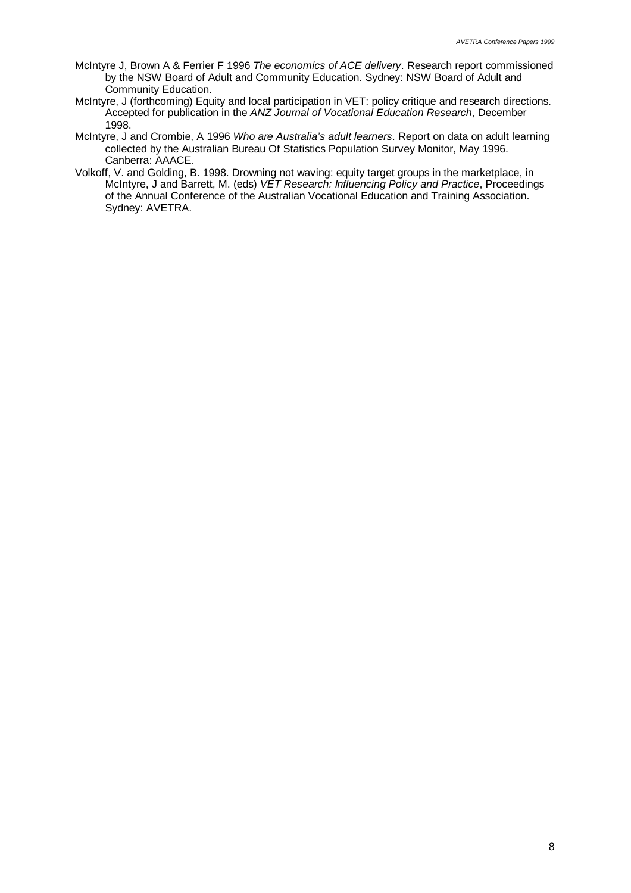McIntyre J, Brown A & Ferrier F 1996 *The economics of ACE delivery*. Research report commissioned by the NSW Board of Adult and Community Education. Sydney: NSW Board of Adult and Community Education.

McIntyre, J (forthcoming) Equity and local participation in VET: policy critique and research directions. Accepted for publication in the *ANZ Journal of Vocational Education Research*, December 1998.

McIntyre, J and Crombie, A 1996 *Who are Australia's adult learners*. Report on data on adult learning collected by the Australian Bureau Of Statistics Population Survey Monitor, May 1996. Canberra: AAACE.

Volkoff, V. and Golding, B. 1998. Drowning not waving: equity target groups in the marketplace, in McIntyre, J and Barrett, M. (eds) *VET Research: Influencing Policy and Practice*, Proceedings of the Annual Conference of the Australian Vocational Education and Training Association. Sydney: AVETRA.